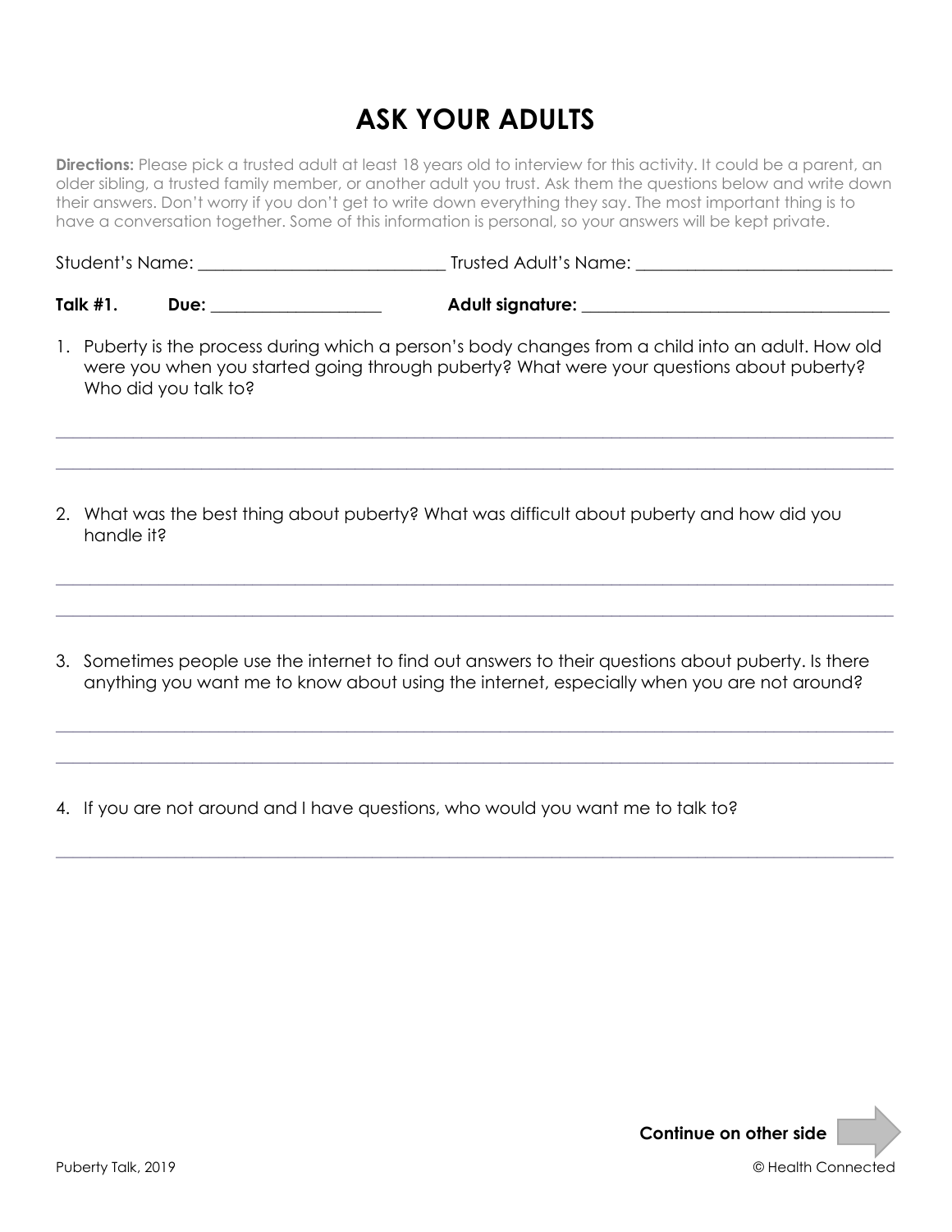# ASK YOUR ADULTS

**Directions:** Please pick a trusted adult at least 18 years old to interview for this activity. It could be a parent, an older sibling, a trusted family member, or another adult you trust. Ask them the questions below and write down their answers. Don't worry if you don't get to write down everything they say. The most important thing is to have a conversation together. Some of this information is personal, so your answers will be kept private.

Student's Name: ____________________________ Trusted Adult's Name: ______________________________

**Talk #1.** **Due:** ____________________ **Adult signature:** ____________________________________

1. Puberty is the process during which a person's body changes from a child into an adult. How old were you when you started going through puberty? What were your questions about puberty? Who did you talk to?

_____________________________________________________________________________________________

_____________________________________________________________________________________________

2. What was the best thing about puberty? What was difficult about puberty and how did you handle it?

_____________________________________________________________________________________________

_____________________________________________________________________________________________

3. Sometimes people use the internet to find out answers to their questions about puberty. Is there anything you want me to know about using the internet, especially when you are not around?

_____________________________________________________________________________________________

_____________________________________________________________________________________________

4. If you are not around and I have questions, who would you want me to talk to?

_____________________________________________________________________________________________

**Continue on other side**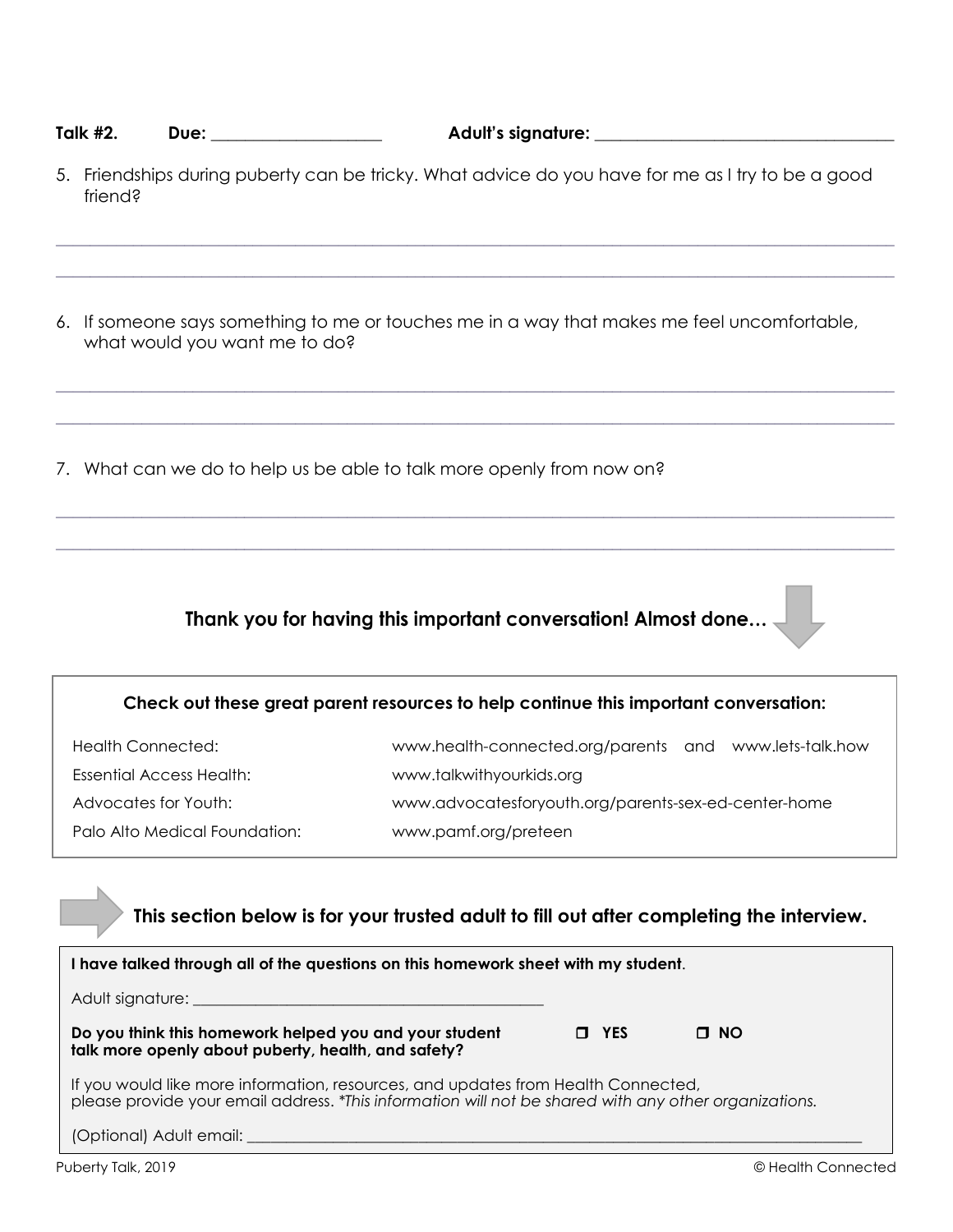**Talk #2.** **Due:** ____________________ **Adult's signature:** ____________________________________

5. Friendships during puberty can be tricky. What advice do you have for me as I try to be a good friend?

___________________________________________________________________________________________

___________________________________________________________________________________________

6. If someone says something to me or touches me in a way that makes me feel uncomfortable, what would you want me to do?

___________________________________________________________________________________________

___________________________________________________________________________________________

7. What can we do to help us be able to talk more openly from now on?

___________________________________________________________________________________________

___________________________________________________________________________________________

**Thank you for having this important conversation! Almost done…**

**Check out these great parent resources to help continue this important conversation:**

| | |
|---|---|
| Health Connected: | www.health-connected.org/parents and www.lets-talk.how |
| Essential Access Health: | www.talkwithyourkids.org |
| Advocates for Youth: | www.advocatesforyouth.org/parents-sex-ed-center-home |
| Palo Alto Medical Foundation: | www.pamf.org/preteen |

**This section below is for your trusted adult to fill out after completing the interview.**

**I have talked through all of the questions on this homework sheet with my student**.

Adult signature: ____________________________________________

**Do you think this homework helped you and your student talk more openly about puberty, health, and safety?** ❐ **YES** ❐ **NO**

If you would like more information, resources, and updates from Health Connected, please provide your email address. *\*This information will not be shared with any other organizations.*

(Optional) Adult email: ______________________________________________________________________________

Puberty Talk, 2019 © Health Connected